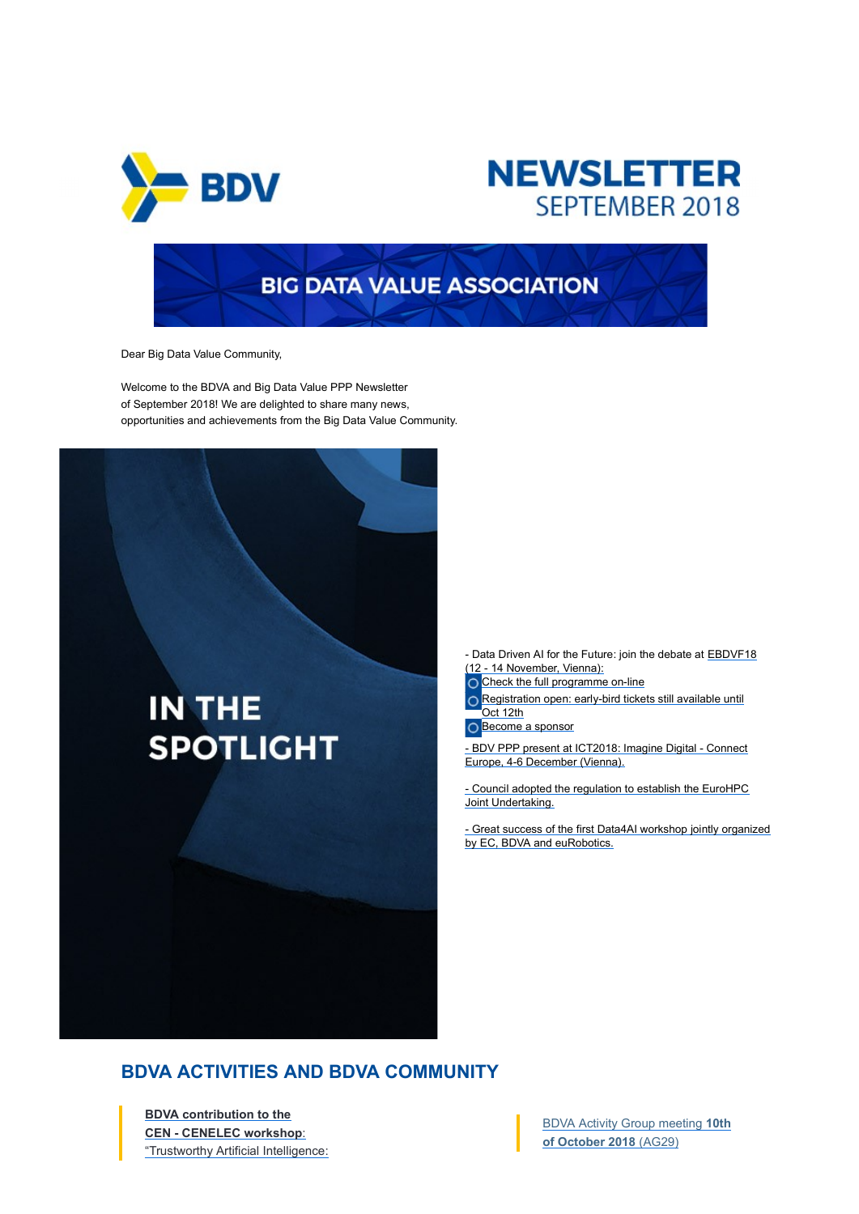# NEWSLETTER SEPTEMBER 2018

## BIG DATA VALUE ASSOCIATION

Dear Big Data Value Community,

Welcome to the BDVA and Big Data Value PPP Newsletter of September 2018! We are delighted to share many news, opportunities and achievements from the Big Data Value Community.

## IN THE SPOTLIGHT

- Data Driven AI for the Future: join the debate at EBDVF18 (12 - 14 November, Vienna):
  - Check the full programme on-line
  - Registration open: early-bird tickets still available until Oct 12th
  - Become a sponsor

- BDV PPP present at ICT2018: Imagine Digital - Connect Europe, 4-6 December (Vienna).

- Council adopted the regulation to establish the EuroHPC Joint Undertaking.

- Great success of the first Data4AI workshop jointly organized by EC, BDVA and euRobotics.

## BDVA ACTIVITIES AND BDVA COMMUNITY

**BDVA contribution to the CEN - CENELEC workshop**: "Trustworthy Artificial Intelligence:

BDVA Activity Group meeting **10th of October 2018** (AG29)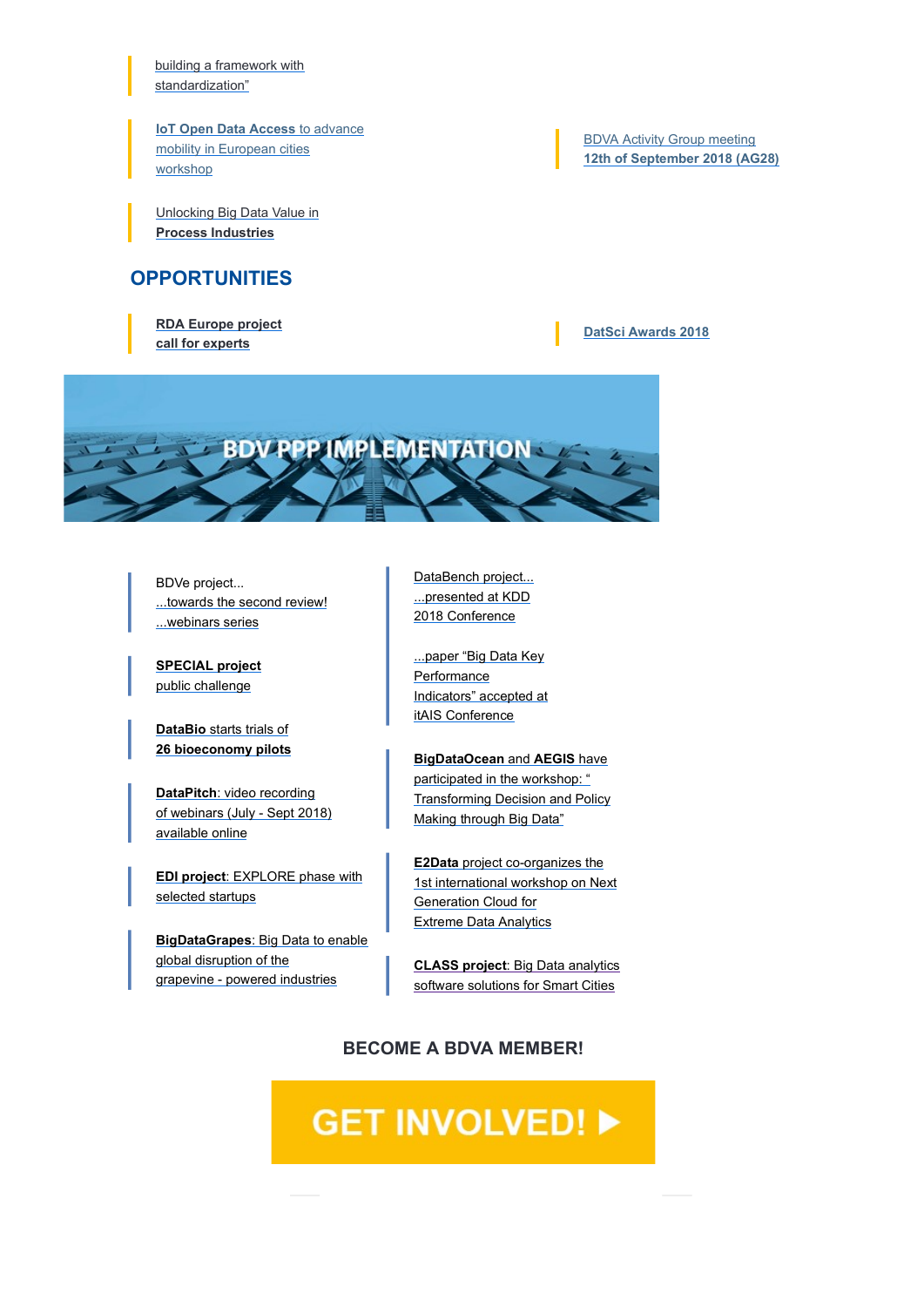building a framework with standardization"

**IoT Open Data Access** to advance mobility in European cities workshop

Unlocking Big Data Value in **Process Industries**

BDVA Activity Group meeting **12th of September 2018 (AG28)**

## OPPORTUNITIES

**RDA Europe project call for experts**

**DatSci Awards 2018**

## BDV PPP IMPLEMENTATION

BDVe project...
...towards the second review!
...webinars series

**SPECIAL project** public challenge

**DataBio** starts trials of **26 bioeconomy pilots**

**DataPitch**: video recording of webinars (July - Sept 2018) available online

**EDI project**: EXPLORE phase with selected startups

**BigDataGrapes**: Big Data to enable global disruption of the grapevine - powered industries

DataBench project...
...presented at KDD 2018 Conference

...paper "Big Data Key Performance Indicators" accepted at itAIS Conference

**BigDataOcean** and **AEGIS** have participated in the workshop: " Transforming Decision and Policy Making through Big Data"

**E2Data** project co-organizes the 1st international workshop on Next Generation Cloud for Extreme Data Analytics

**CLASS project**: Big Data analytics software solutions for Smart Cities

**BECOME A BDVA MEMBER!**

**GET INVOLVED!**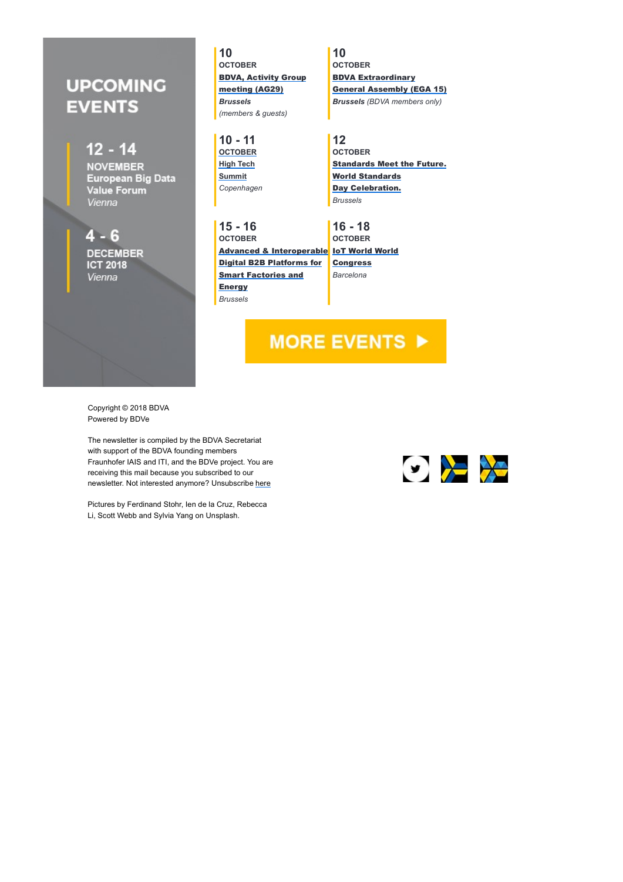# UPCOMING EVENTS

**12 - 14**
**NOVEMBER**
**European Big Data Value Forum**
*Vienna*

**4 - 6**
**DECEMBER**
**ICT 2018**
*Vienna*

**10**
OCTOBER
**BDVA, Activity Group meeting (AG29)**
***Brussels***
*(members & guests)*

**10**
OCTOBER
**BDVA Extraordinary General Assembly (EGA 15)**
***Brussels*** *(BDVA members only)*

**10 - 11**
OCTOBER
High Tech Summit
*Copenhagen*

**12**
OCTOBER
**Standards Meet the Future. World Standards Day Celebration.**
*Brussels*

**15 - 16**
OCTOBER
**Advanced & Interoperable Digital B2B Platforms for Smart Factories and Energy**
*Brussels*

**16 - 18**
OCTOBER
**IoT World World Congress**
*Barcelona*

**MORE EVENTS ▶**

Copyright © 2018 BDVA
Powered by BDVe

The newsletter is compiled by the BDVA Secretariat with support of the BDVA founding members Fraunhofer IAIS and ITI, and the BDVe project. You are receiving this mail because you subscribed to our newsletter. Not interested anymore? Unsubscribe here

Pictures by Ferdinand Stohr, Ien de la Cruz, Rebecca Li, Scott Webb and Sylvia Yang on Unsplash.